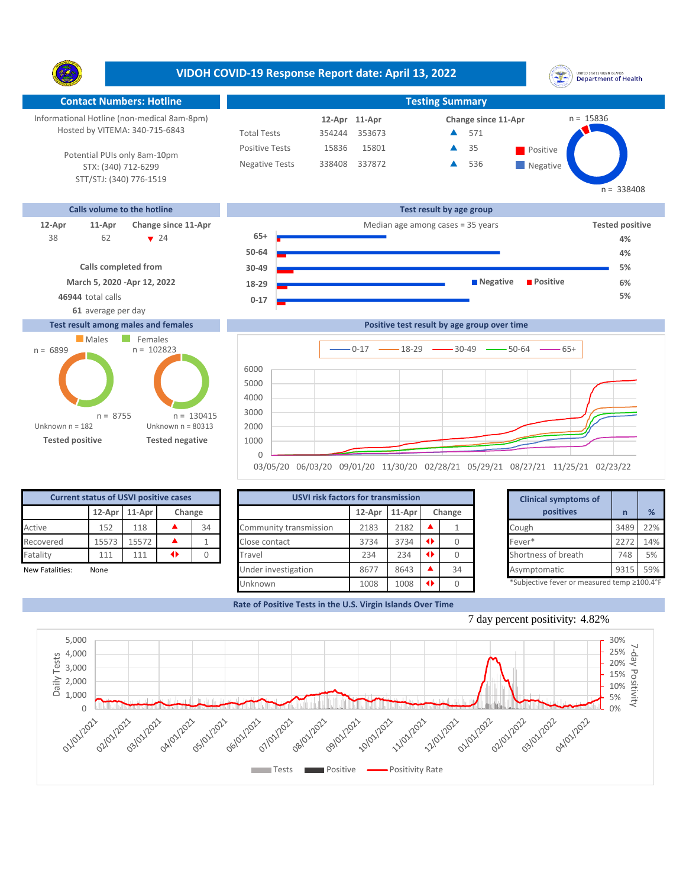# VIDOH COVID-19 Response Report date: April 13, 2022

## Contact Numbers: Hotline

Informational Hotline (non-medical 8am-8pm)
Hosted by VITEMA: 340-715-6843

Potential PUIs only 8am-10pm
STX: (340) 712-6299
STT/STJ: (340) 776-1519

## Testing Summary

| | 12-Apr | 11-Apr | Change since 11-Apr |
|---|---|---|---|
| Total Tests | 354244 | 353673 | ▲ 571 |
| Positive Tests | 15836 | 15801 | ▲ 35 |
| Negative Tests | 338408 | 337872 | ▲ 536 |

Positive n = 15836; Negative n = 338408

## Calls volume to the hotline

| 12-Apr | 11-Apr | Change since 11-Apr |
|---|---|---|
| 38 | 62 | ▼ 24 |

Calls completed from
March 5, 2020 -Apr 12, 2022
**46944** total calls
**61** average per day

## Test result by age group

Median age among cases = 35 years

| Age group | Tested positive |
|---|---|
| 65+ | 4% |
| 50-64 | 4% |
| 30-49 | 5% |
| 18-29 | 6% |
| 0-17 | 5% |

## Test result among males and females

| | Males | Females |
|---|---|---|
| Tested positive | n = 6899 | n = 8755 |
| Tested negative | n = 102823 | n = 130415 |

Tested positive: Unknown n = 182
Tested negative: Unknown n = 80313

## Positive test result by age group over time

Series: 0-17, 18-29, 30-49, 50-64, 65+
Dates: 03/05/20 – 02/23/22

## Current status of USVI positive cases

| | 12-Apr | 11-Apr | Change | |
|---|---|---|---|---|
| Active | 152 | 118 | ▲ | 34 |
| Recovered | 15573 | 15572 | ▲ | 1 |
| Fatality | 111 | 111 | ◆ | 0 |

New Fatalities: None

## USVI risk factors for transmission

| | 12-Apr | 11-Apr | Change | |
|---|---|---|---|---|
| Community transmission | 2183 | 2182 | ▲ | 1 |
| Close contact | 3734 | 3734 | ◆ | 0 |
| Travel | 234 | 234 | ◆ | 0 |
| Under investigation | 8677 | 8643 | ▲ | 34 |
| Unknown | 1008 | 1008 | ◆ | 0 |

## Clinical symptoms of positives

| Clinical symptoms of positives | n | % |
|---|---|---|
| Cough | 3489 | 22% |
| Fever* | 2272 | 14% |
| Shortness of breath | 748 | 5% |
| Asymptomatic | 9315 | 59% |

*Subjective fever or measured temp ≥100.4°F

## Rate of Positive Tests in the U.S. Virgin Islands Over Time

7 day percent positivity: 4.82%

Legend: Tests, Positive, Positivity Rate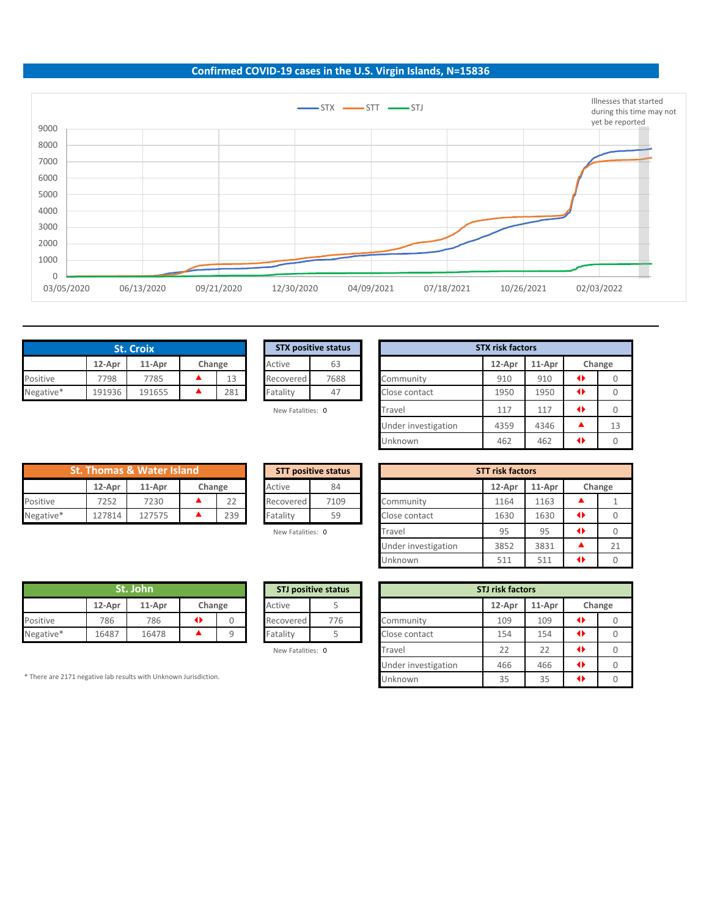## Confirmed COVID-19 cases in the U.S. Virgin Islands, N=15836

STX STT STJ

Illnesses that started during this time may not yet be reported

9000
8000
7000
6000
5000
4000
3000
2000
1000
0

03/05/2020 06/13/2020 09/21/2020 12/30/2020 04/09/2021 07/18/2021 10/26/2021 02/03/2022

| St. Croix | 12-Apr | 11-Apr | Change | |
|---|---|---|---|---|
| Positive | 7798 | 7785 | ▲ | 13 |
| Negative* | 191936 | 191655 | ▲ | 281 |

| STX positive status | |
|---|---|
| Active | 63 |
| Recovered | 7688 |
| Fatality | 47 |

New Fatalities: 0

| STX risk factors | 12-Apr | 11-Apr | Change | |
|---|---|---|---|---|
| Community | 910 | 910 | ◆ | 0 |
| Close contact | 1950 | 1950 | ◆ | 0 |
| Travel | 117 | 117 | ◆ | 0 |
| Under investigation | 4359 | 4346 | ▲ | 13 |
| Unknown | 462 | 462 | ◆ | 0 |

| St. Thomas & Water Island | 12-Apr | 11-Apr | Change | |
|---|---|---|---|---|
| Positive | 7252 | 7230 | ▲ | 22 |
| Negative* | 127814 | 127575 | ▲ | 239 |

| STT positive status | |
|---|---|
| Active | 84 |
| Recovered | 7109 |
| Fatality | 59 |

New Fatalities: 0

| STT risk factors | 12-Apr | 11-Apr | Change | |
|---|---|---|---|---|
| Community | 1164 | 1163 | ▲ | 1 |
| Close contact | 1630 | 1630 | ◆ | 0 |
| Travel | 95 | 95 | ◆ | 0 |
| Under investigation | 3852 | 3831 | ▲ | 21 |
| Unknown | 511 | 511 | ◆ | 0 |

| St. John | 12-Apr | 11-Apr | Change | |
|---|---|---|---|---|
| Positive | 786 | 786 | ◆ | 0 |
| Negative* | 16487 | 16478 | ▲ | 9 |

| STJ positive status | |
|---|---|
| Active | 5 |
| Recovered | 776 |
| Fatality | 5 |

New Fatalities: 0

| STJ risk factors | 12-Apr | 11-Apr | Change | |
|---|---|---|---|---|
| Community | 109 | 109 | ◆ | 0 |
| Close contact | 154 | 154 | ◆ | 0 |
| Travel | 22 | 22 | ◆ | 0 |
| Under investigation | 466 | 466 | ◆ | 0 |
| Unknown | 35 | 35 | ◆ | 0 |

* There are 2171 negative lab results with Unknown Jurisdiction.